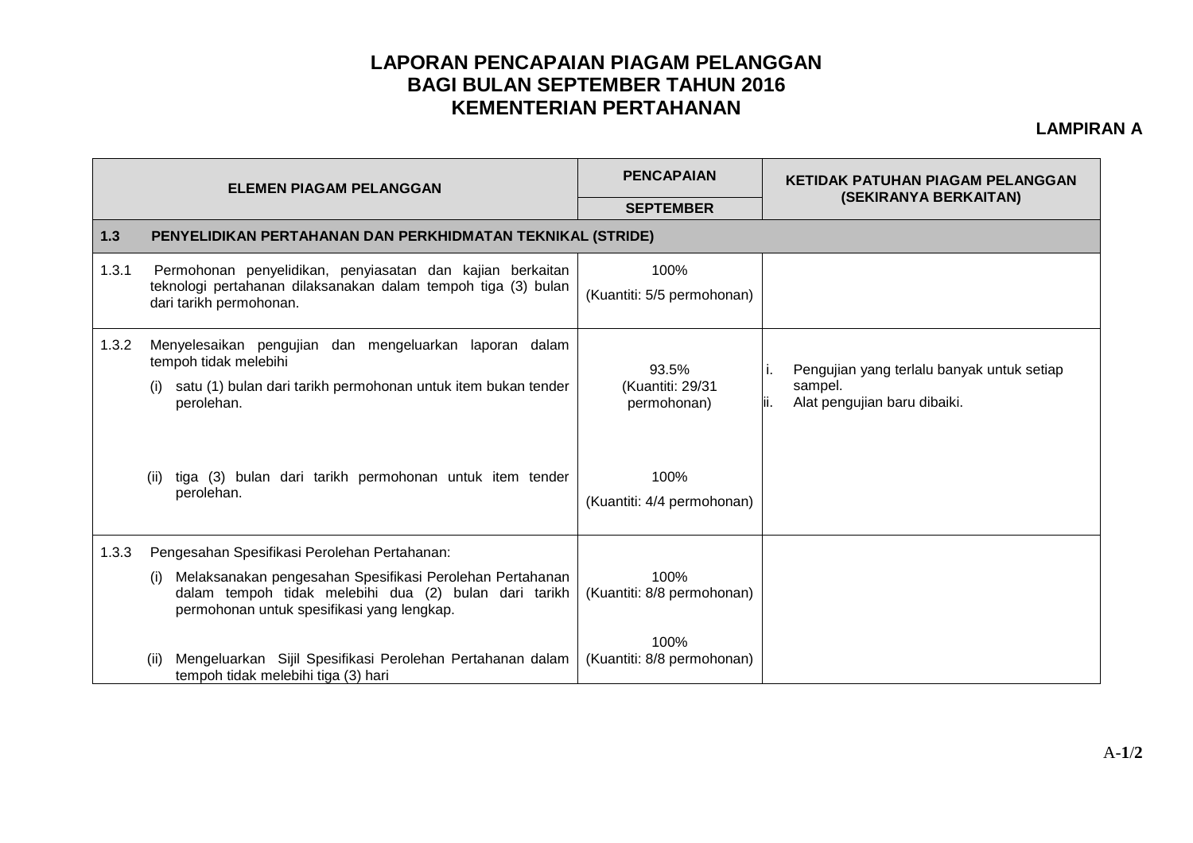# LAPORAN PENCAPAIAN PIAGAM PELANGGAN
# BAGI BULAN SEPTEMBER TAHUN 2016
# KEMENTERIAN PERTAHANAN

**LAMPIRAN A**

| ELEMEN PIAGAM PELANGGAN | PENCAPAIAN | KETIDAK PATUHAN PIAGAM PELANGGAN (SEKIRANYA BERKAITAN) |
|---|---|---|
| | **SEPTEMBER** | |
| **1.3 PENYELIDIKAN PERTAHANAN DAN PERKHIDMATAN TEKNIKAL (STRIDE)** | | |
| 1.3.1 Permohonan penyelidikan, penyiasatan dan kajian berkaitan teknologi pertahanan dilaksanakan dalam tempoh tiga (3) bulan dari tarikh permohonan. | 100% (Kuantiti: 5/5 permohonan) | |
| 1.3.2 Menyelesaikan pengujian dan mengeluarkan laporan dalam tempoh tidak melebihi | | |
| (i) satu (1) bulan dari tarikh permohonan untuk item bukan tender perolehan. | 93.5% (Kuantiti: 29/31 permohonan) | i. Pengujian yang terlalu banyak untuk setiap sampel.<br>ii. Alat pengujian baru dibaiki. |
| (ii) tiga (3) bulan dari tarikh permohonan untuk item tender perolehan. | 100% (Kuantiti: 4/4 permohonan) | |
| 1.3.3 Pengesahan Spesifikasi Perolehan Pertahanan: | | |
| (i) Melaksanakan pengesahan Spesifikasi Perolehan Pertahanan dalam tempoh tidak melebihi dua (2) bulan dari tarikh permohonan untuk spesifikasi yang lengkap. | 100% (Kuantiti: 8/8 permohonan) | |
| (ii) Mengeluarkan Sijil Spesifikasi Perolehan Pertahanan dalam tempoh tidak melebihi tiga (3) hari | 100% (Kuantiti: 8/8 permohonan) | |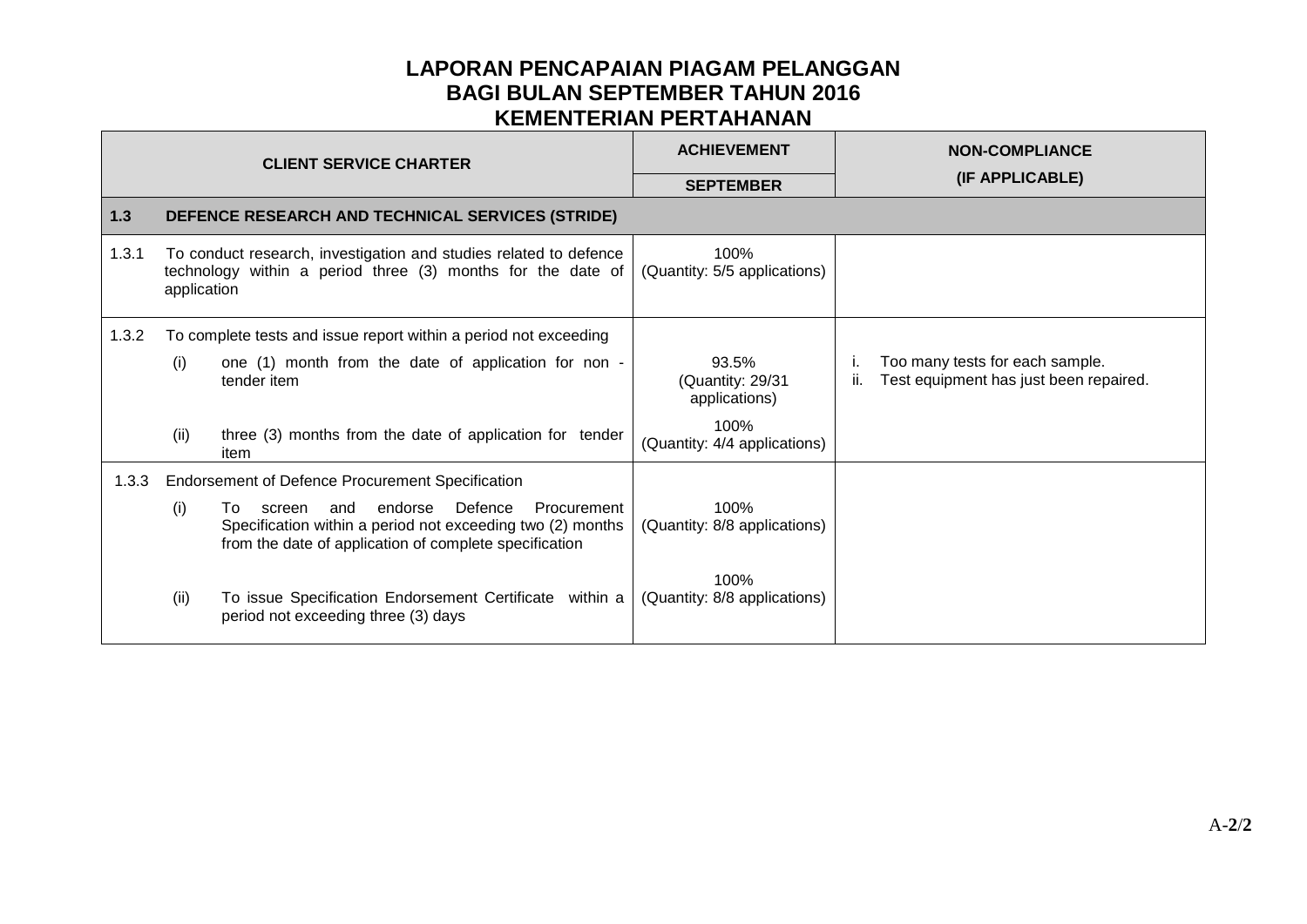# LAPORAN PENCAPAIAN PIAGAM PELANGGAN
# BAGI BULAN SEPTEMBER TAHUN 2016
# KEMENTERIAN PERTAHANAN

| CLIENT SERVICE CHARTER | | | ACHIEVEMENT | NON-COMPLIANCE (IF APPLICABLE) |
|---|---|---|---|---|
| | | | SEPTEMBER | |
| **1.3** | **DEFENCE RESEARCH AND TECHNICAL SERVICES (STRIDE)** | | | |
| 1.3.1 | To conduct research, investigation and studies related to defence technology within a period three (3) months for the date of application | | 100% (Quantity: 5/5 applications) | |
| 1.3.2 | To complete tests and issue report within a period not exceeding | | | |
| | (i) | one (1) month from the date of application for non - tender item | 93.5% (Quantity: 29/31 applications) | i. Too many tests for each sample.<br>ii. Test equipment has just been repaired. |
| | (ii) | three (3) months from the date of application for tender item | 100% (Quantity: 4/4 applications) | |
| 1.3.3 | Endorsement of Defence Procurement Specification | | | |
| | (i) | To screen and endorse Defence Procurement Specification within a period not exceeding two (2) months from the date of application of complete specification | 100% (Quantity: 8/8 applications) | |
| | (ii) | To issue Specification Endorsement Certificate within a period not exceeding three (3) days | 100% (Quantity: 8/8 applications) | |